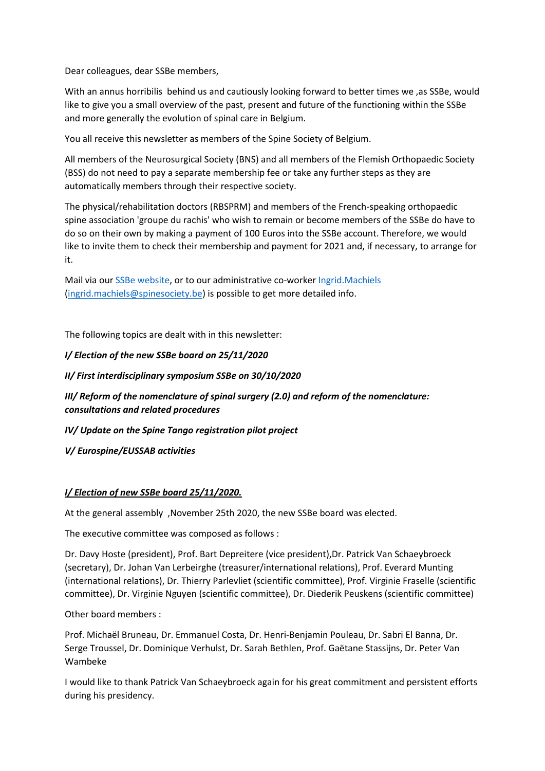Dear colleagues, dear SSBe members,

With an annus horribilis behind us and cautiously looking forward to better times we ,as SSBe, would like to give you a small overview of the past, present and future of the functioning within the SSBe and more generally the evolution of spinal care in Belgium.

You all receive this newsletter as members of the Spine Society of Belgium.

All members of the Neurosurgical Society (BNS) and all members of the Flemish Orthopaedic Society (BSS) do not need to pay a separate membership fee or take any further steps as they are automatically members through their respective society.

The physical/rehabilitation doctors (RBSPRM) and members of the French-speaking orthopaedic spine association 'groupe du rachis' who wish to remain or become members of the SSBe do have to do so on their own by making a payment of 100 Euros into the SSBe account. Therefore, we would like to invite them to check their membership and payment for 2021 and, if necessary, to arrange for it.

Mail via our [SSBe website](), or to our administrative co-worker [Ingrid.Machiels]() ([ingrid.machiels@spinesociety.be]()) is possible to get more detailed info.

The following topics are dealt with in this newsletter:

***I/ Election of the new SSBe board on 25/11/2020***

***II/ First interdisciplinary symposium SSBe on 30/10/2020***

***III/ Reform of the nomenclature of spinal surgery (2.0) and reform of the nomenclature: consultations and related procedures***

***IV/ Update on the Spine Tango registration pilot project***

***V/ Eurospine/EUSSAB activities***

## ***I/ Election of new SSBe board 25/11/2020.***

At the general assembly ,November 25th 2020, the new SSBe board was elected.

The executive committee was composed as follows :

Dr. Davy Hoste (president), Prof. Bart Depreitere (vice president),Dr. Patrick Van Schaeybroeck (secretary), Dr. Johan Van Lerbeirghe (treasurer/international relations), Prof. Everard Munting (international relations), Dr. Thierry Parlevliet (scientific committee), Prof. Virginie Fraselle (scientific committee), Dr. Virginie Nguyen (scientific committee), Dr. Diederik Peuskens (scientific committee)

Other board members :

Prof. Michaël Bruneau, Dr. Emmanuel Costa, Dr. Henri-Benjamin Pouleau, Dr. Sabri El Banna, Dr. Serge Troussel, Dr. Dominique Verhulst, Dr. Sarah Bethlen, Prof. Gaëtane Stassijns, Dr. Peter Van Wambeke

I would like to thank Patrick Van Schaeybroeck again for his great commitment and persistent efforts during his presidency.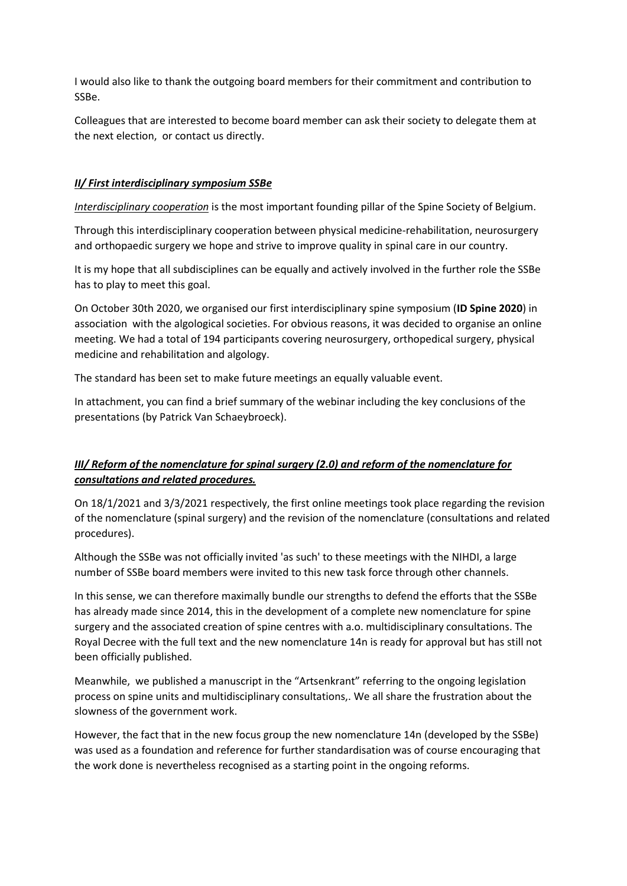I would also like to thank the outgoing board members for their commitment and contribution to SSBe.

Colleagues that are interested to become board member can ask their society to delegate them at the next election,  or contact us directly.

## ***II/ First interdisciplinary symposium SSBe***

*Interdisciplinary cooperation* is the most important founding pillar of the Spine Society of Belgium.

Through this interdisciplinary cooperation between physical medicine-rehabilitation, neurosurgery and orthopaedic surgery we hope and strive to improve quality in spinal care in our country.

It is my hope that all subdisciplines can be equally and actively involved in the further role the SSBe has to play to meet this goal.

On October 30th 2020, we organised our first interdisciplinary spine symposium (**ID Spine 2020**) in association  with the algological societies. For obvious reasons, it was decided to organise an online meeting. We had a total of 194 participants covering neurosurgery, orthopedical surgery, physical medicine and rehabilitation and algology.

The standard has been set to make future meetings an equally valuable event.

In attachment, you can find a brief summary of the webinar including the key conclusions of the presentations (by Patrick Van Schaeybroeck).

## ***III/ Reform of the nomenclature for spinal surgery (2.0) and reform of the nomenclature for consultations and related procedures.***

On 18/1/2021 and 3/3/2021 respectively, the first online meetings took place regarding the revision of the nomenclature (spinal surgery) and the revision of the nomenclature (consultations and related procedures).

Although the SSBe was not officially invited 'as such' to these meetings with the NIHDI, a large number of SSBe board members were invited to this new task force through other channels.

In this sense, we can therefore maximally bundle our strengths to defend the efforts that the SSBe has already made since 2014, this in the development of a complete new nomenclature for spine surgery and the associated creation of spine centres with a.o. multidisciplinary consultations. The Royal Decree with the full text and the new nomenclature 14n is ready for approval but has still not been officially published.

Meanwhile,  we published a manuscript in the "Artsenkrant" referring to the ongoing legislation process on spine units and multidisciplinary consultations,. We all share the frustration about the slowness of the government work.

However, the fact that in the new focus group the new nomenclature 14n (developed by the SSBe) was used as a foundation and reference for further standardisation was of course encouraging that the work done is nevertheless recognised as a starting point in the ongoing reforms.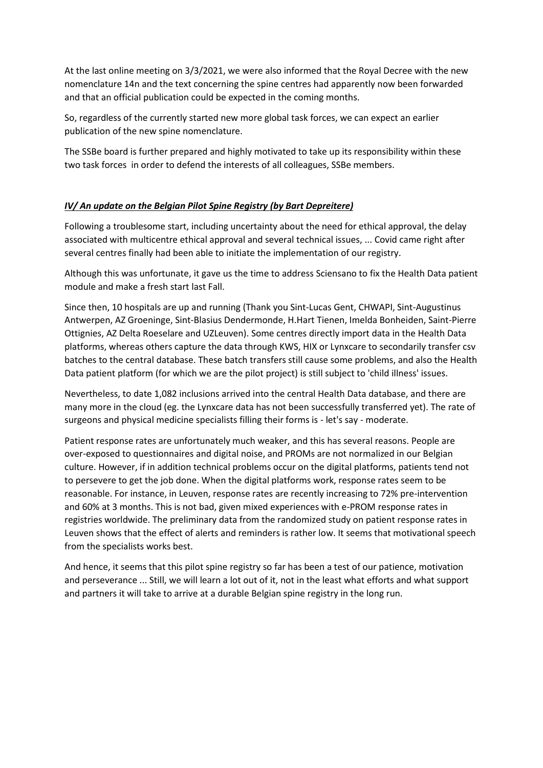At the last online meeting on 3/3/2021, we were also informed that the Royal Decree with the new nomenclature 14n and the text concerning the spine centres had apparently now been forwarded and that an official publication could be expected in the coming months.

So, regardless of the currently started new more global task forces, we can expect an earlier publication of the new spine nomenclature.

The SSBe board is further prepared and highly motivated to take up its responsibility within these two task forces in order to defend the interests of all colleagues, SSBe members.

### ***IV/ An update on the Belgian Pilot Spine Registry (by Bart Depreitere)***

Following a troublesome start, including uncertainty about the need for ethical approval, the delay associated with multicentre ethical approval and several technical issues, ... Covid came right after several centres finally had been able to initiate the implementation of our registry.

Although this was unfortunate, it gave us the time to address Sciensano to fix the Health Data patient module and make a fresh start last Fall.

Since then, 10 hospitals are up and running (Thank you Sint-Lucas Gent, CHWAPI, Sint-Augustinus Antwerpen, AZ Groeninge, Sint-Blasius Dendermonde, H.Hart Tienen, Imelda Bonheiden, Saint-Pierre Ottignies, AZ Delta Roeselare and UZLeuven). Some centres directly import data in the Health Data platforms, whereas others capture the data through KWS, HIX or Lynxcare to secondarily transfer csv batches to the central database. These batch transfers still cause some problems, and also the Health Data patient platform (for which we are the pilot project) is still subject to 'child illness' issues.

Nevertheless, to date 1,082 inclusions arrived into the central Health Data database, and there are many more in the cloud (eg. the Lynxcare data has not been successfully transferred yet). The rate of surgeons and physical medicine specialists filling their forms is - let's say - moderate.

Patient response rates are unfortunately much weaker, and this has several reasons. People are over-exposed to questionnaires and digital noise, and PROMs are not normalized in our Belgian culture. However, if in addition technical problems occur on the digital platforms, patients tend not to persevere to get the job done. When the digital platforms work, response rates seem to be reasonable. For instance, in Leuven, response rates are recently increasing to 72% pre-intervention and 60% at 3 months. This is not bad, given mixed experiences with e-PROM response rates in registries worldwide. The preliminary data from the randomized study on patient response rates in Leuven shows that the effect of alerts and reminders is rather low. It seems that motivational speech from the specialists works best.

And hence, it seems that this pilot spine registry so far has been a test of our patience, motivation and perseverance ... Still, we will learn a lot out of it, not in the least what efforts and what support and partners it will take to arrive at a durable Belgian spine registry in the long run.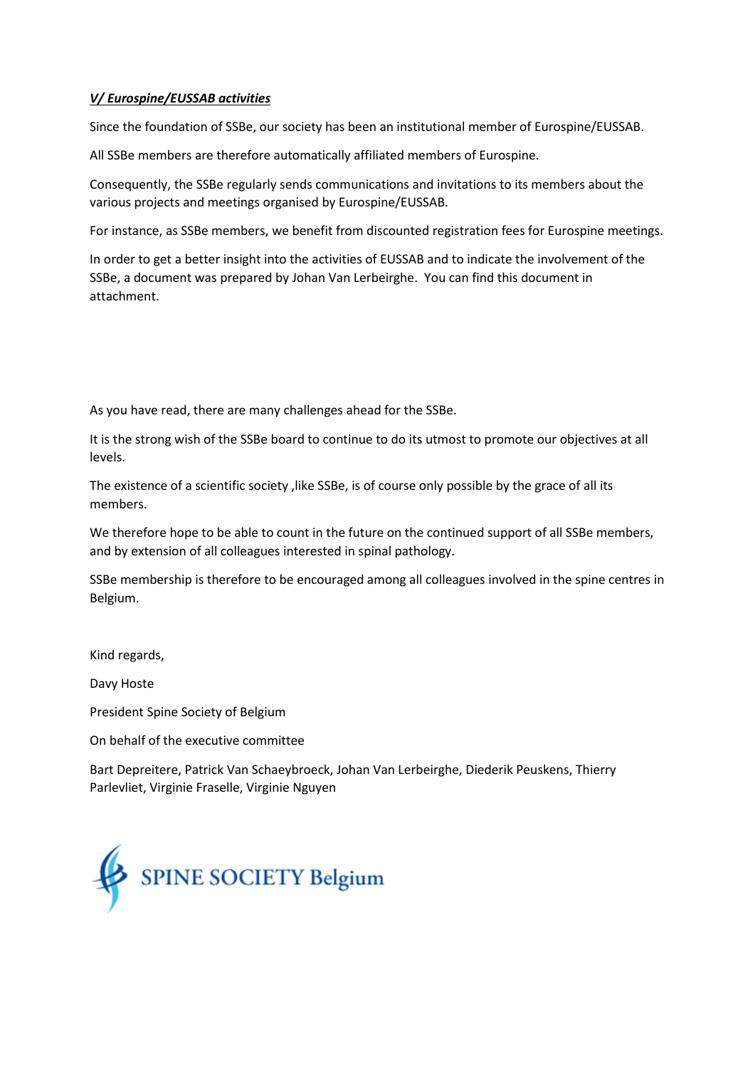***V/ Eurospine/EUSSAB activities***

Since the foundation of SSBe, our society has been an institutional member of Eurospine/EUSSAB.

All SSBe members are therefore automatically affiliated members of Eurospine.

Consequently, the SSBe regularly sends communications and invitations to its members about the various projects and meetings organised by Eurospine/EUSSAB.

For instance, as SSBe members, we benefit from discounted registration fees for Eurospine meetings.

In order to get a better insight into the activities of EUSSAB and to indicate the involvement of the SSBe, a document was prepared by Johan Van Lerbeirghe. You can find this document in attachment.

As you have read, there are many challenges ahead for the SSBe.

It is the strong wish of the SSBe board to continue to do its utmost to promote our objectives at all levels.

The existence of a scientific society ,like SSBe, is of course only possible by the grace of all its members.

We therefore hope to be able to count in the future on the continued support of all SSBe members, and by extension of all colleagues interested in spinal pathology.

SSBe membership is therefore to be encouraged among all colleagues involved in the spine centres in Belgium.

Kind regards,

Davy Hoste

President Spine Society of Belgium

On behalf of the executive committee

Bart Depreitere, Patrick Van Schaeybroeck, Johan Van Lerbeirghe, Diederik Peuskens, Thierry Parlevliet, Virginie Fraselle, Virginie Nguyen

SPINE SOCIETY Belgium